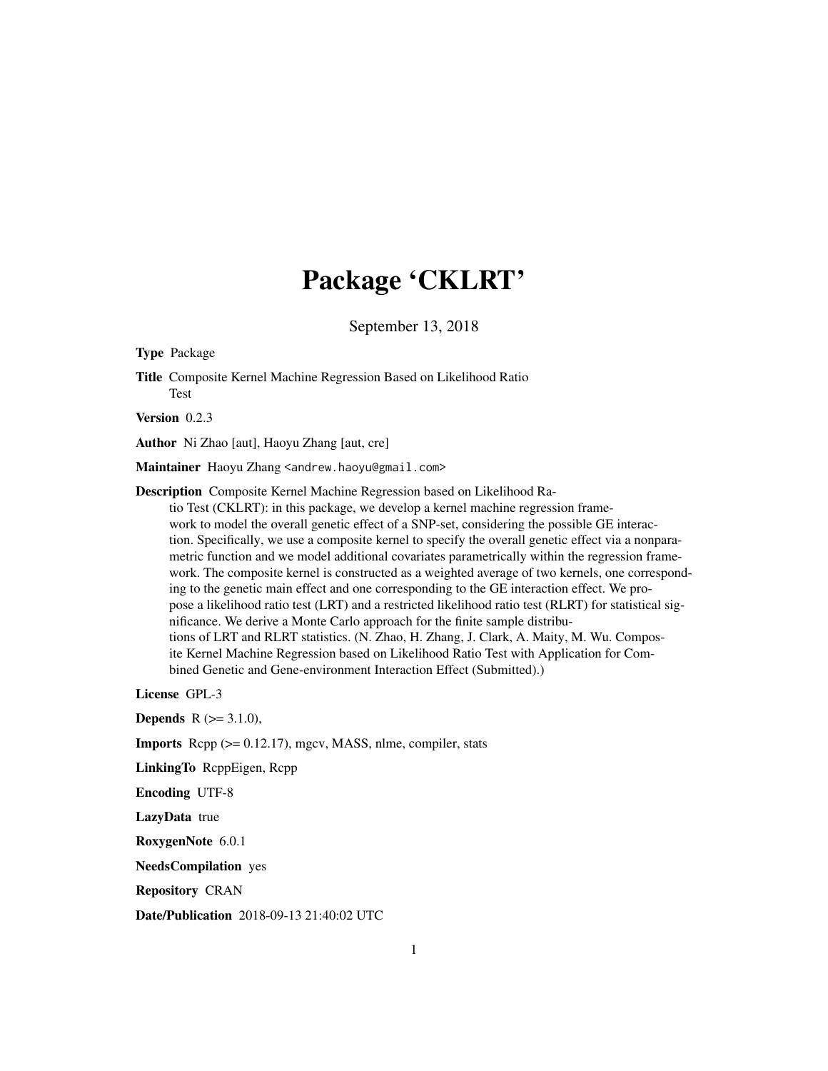# Package 'CKLRT'

September 13, 2018

**Type** Package

**Title** Composite Kernel Machine Regression Based on Likelihood Ratio Test

**Version** 0.2.3

**Author** Ni Zhao [aut], Haoyu Zhang [aut, cre]

**Maintainer** Haoyu Zhang <andrew.haoyu@gmail.com>

**Description** Composite Kernel Machine Regression based on Likelihood Ratio Test (CKLRT): in this package, we develop a kernel machine regression framework to model the overall genetic effect of a SNP-set, considering the possible GE interaction. Specifically, we use a composite kernel to specify the overall genetic effect via a nonparametric function and we model additional covariates parametrically within the regression framework. The composite kernel is constructed as a weighted average of two kernels, one corresponding to the genetic main effect and one corresponding to the GE interaction effect. We propose a likelihood ratio test (LRT) and a restricted likelihood ratio test (RLRT) for statistical significance. We derive a Monte Carlo approach for the finite sample distributions of LRT and RLRT statistics. (N. Zhao, H. Zhang, J. Clark, A. Maity, M. Wu. Composite Kernel Machine Regression based on Likelihood Ratio Test with Application for Combined Genetic and Gene-environment Interaction Effect (Submitted).)

**License** GPL-3

**Depends** R (>= 3.1.0),

**Imports** Rcpp (>= 0.12.17), mgcv, MASS, nlme, compiler, stats

**LinkingTo** RcppEigen, Rcpp

**Encoding** UTF-8

**LazyData** true

**RoxygenNote** 6.0.1

**NeedsCompilation** yes

**Repository** CRAN

**Date/Publication** 2018-09-13 21:40:02 UTC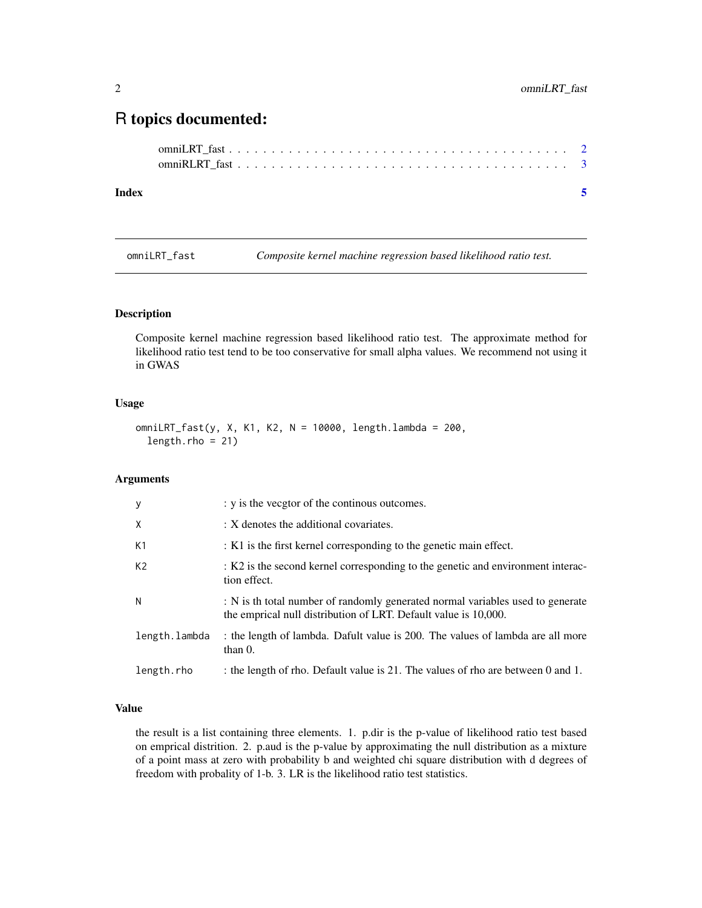# R topics documented:

omniLRT_fast . . . . . . . . . . . . . . . . . . . . . . . . . . . . . . . . . . . . . . 2
omniRLRT_fast . . . . . . . . . . . . . . . . . . . . . . . . . . . . . . . . . . . . . 3

**Index** **5**

---

omniLRT_fast — *Composite kernel machine regression based likelihood ratio test.*

---

## Description

Composite kernel machine regression based likelihood ratio test. The approximate method for likelihood ratio test tend to be too conservative for small alpha values. We recommend not using it in GWAS

## Usage

```
omniLRT_fast(y, X, K1, K2, N = 10000, length.lambda = 200,
  length.rho = 21)
```

## Arguments

| | |
|---|---|
| `y` | : y is the vecgtor of the continous outcomes. |
| `X` | : X denotes the additional covariates. |
| `K1` | : K1 is the first kernel corresponding to the genetic main effect. |
| `K2` | : K2 is the second kernel corresponding to the genetic and environment interaction effect. |
| `N` | : N is th total number of randomly generated normal variables used to generate the emprical null distribution of LRT. Default value is 10,000. |
| `length.lambda` | : the length of lambda. Dafult value is 200. The values of lambda are all more than 0. |
| `length.rho` | : the length of rho. Default value is 21. The values of rho are between 0 and 1. |

## Value

the result is a list containing three elements. 1. p.dir is the p-value of likelihood ratio test based on emprical distrition. 2. p.aud is the p-value by approximating the null distribution as a mixture of a point mass at zero with probability b and weighted chi square distribution with d degrees of freedom with probality of 1-b. 3. LR is the likelihood ratio test statistics.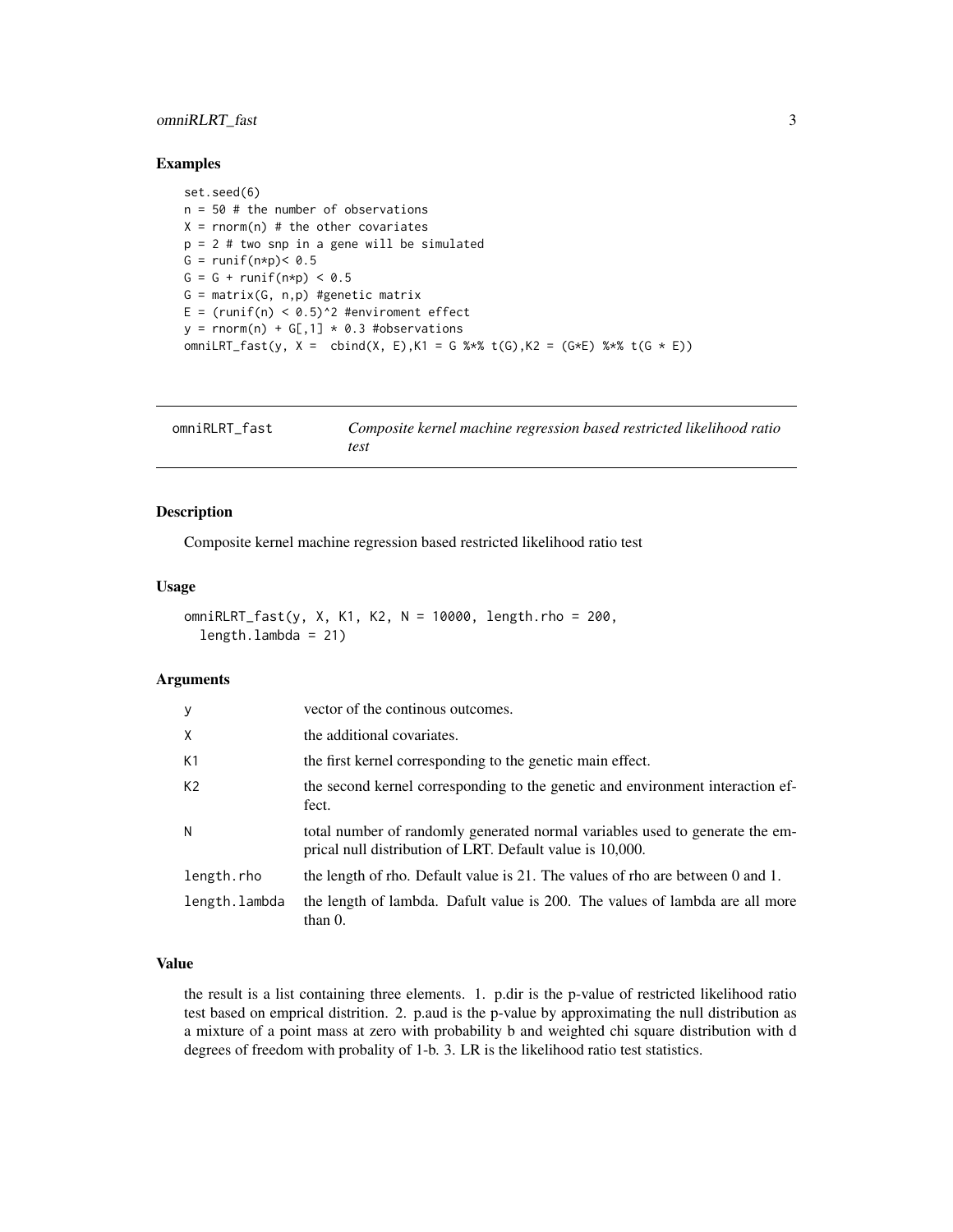### Examples

```
set.seed(6)
n = 50 # the number of observations
X = rnorm(n) # the other covariates
p = 2 # two snp in a gene will be simulated
G = runif(n*p)< 0.5
G = G + runif(n*p) < 0.5
G = matrix(G, n,p) #genetic matrix
E = (runif(n) < 0.5)^2 #enviroment effect
y = rnorm(n) + G[,1] * 0.3 #observations
omniLRT_fast(y, X =  cbind(X, E),K1 = G %*% t(G),K2 = (G*E) %*% t(G * E))
```

---

## omniRLRT_fast — *Composite kernel machine regression based restricted likelihood ratio test*

---

### Description

Composite kernel machine regression based restricted likelihood ratio test

### Usage

```
omniRLRT_fast(y, X, K1, K2, N = 10000, length.rho = 200,
  length.lambda = 21)
```

### Arguments

| | |
|---|---|
| y | vector of the continous outcomes. |
| X | the additional covariates. |
| K1 | the first kernel corresponding to the genetic main effect. |
| K2 | the second kernel corresponding to the genetic and environment interaction effect. |
| N | total number of randomly generated normal variables used to generate the emprical null distribution of LRT. Default value is 10,000. |
| length.rho | the length of rho. Default value is 21. The values of rho are between 0 and 1. |
| length.lambda | the length of lambda. Dafult value is 200. The values of lambda are all more than 0. |

### Value

the result is a list containing three elements. 1. p.dir is the p-value of restricted likelihood ratio test based on emprical distrition. 2. p.aud is the p-value by approximating the null distribution as a mixture of a point mass at zero with probability b and weighted chi square distribution with d degrees of freedom with probality of 1-b. 3. LR is the likelihood ratio test statistics.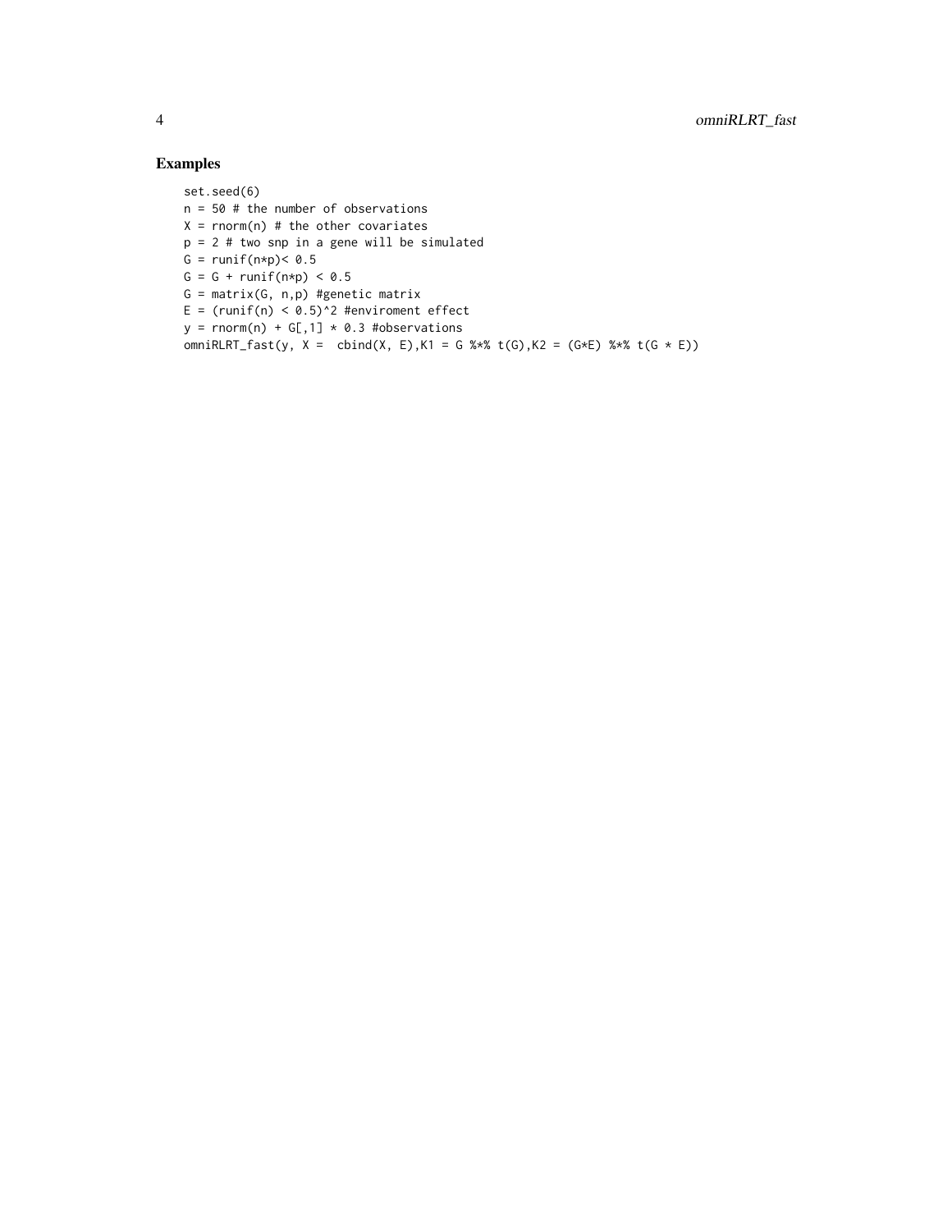## Examples

```
set.seed(6)
n = 50 # the number of observations
X = rnorm(n) # the other covariates
p = 2 # two snp in a gene will be simulated
G = runif(n*p)< 0.5
G = G + runif(n*p) < 0.5
G = matrix(G, n,p) #genetic matrix
E = (runif(n) < 0.5)^2 #enviroment effect
y = rnorm(n) + G[,1] * 0.3 #observations
omniRLRT_fast(y, X =  cbind(X, E),K1 = G %*% t(G),K2 = (G*E) %*% t(G * E))
```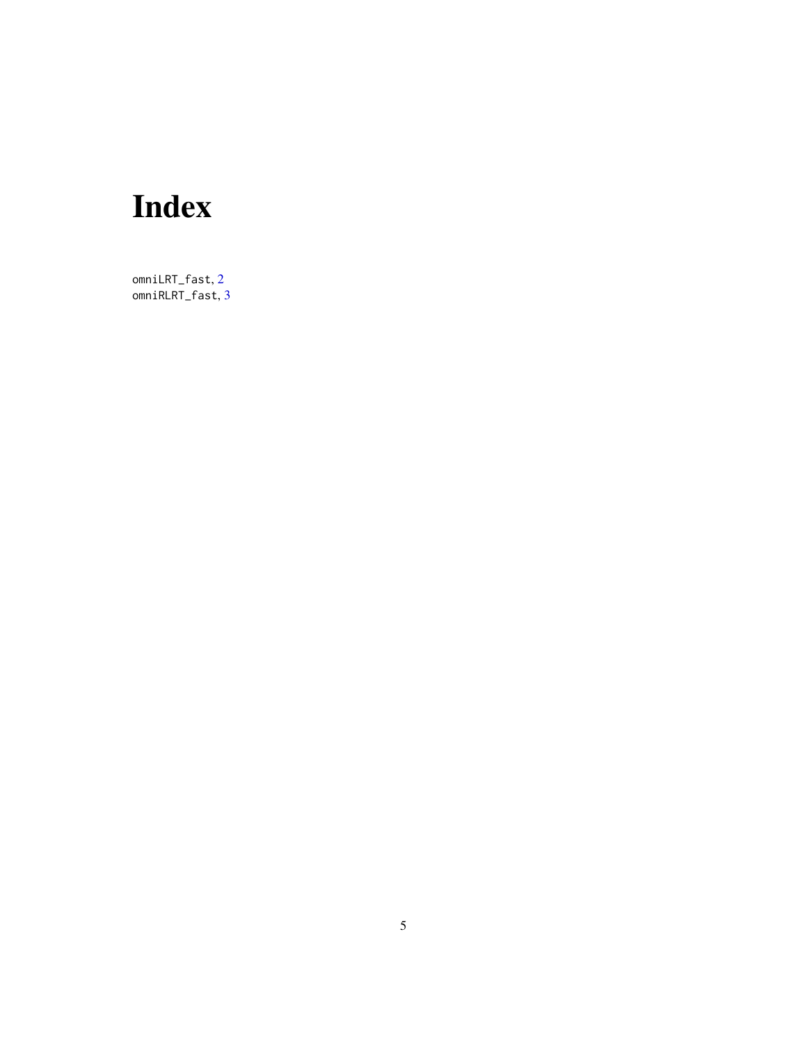# Index

omniLRT_fast, 2
omniRLRT_fast, 3